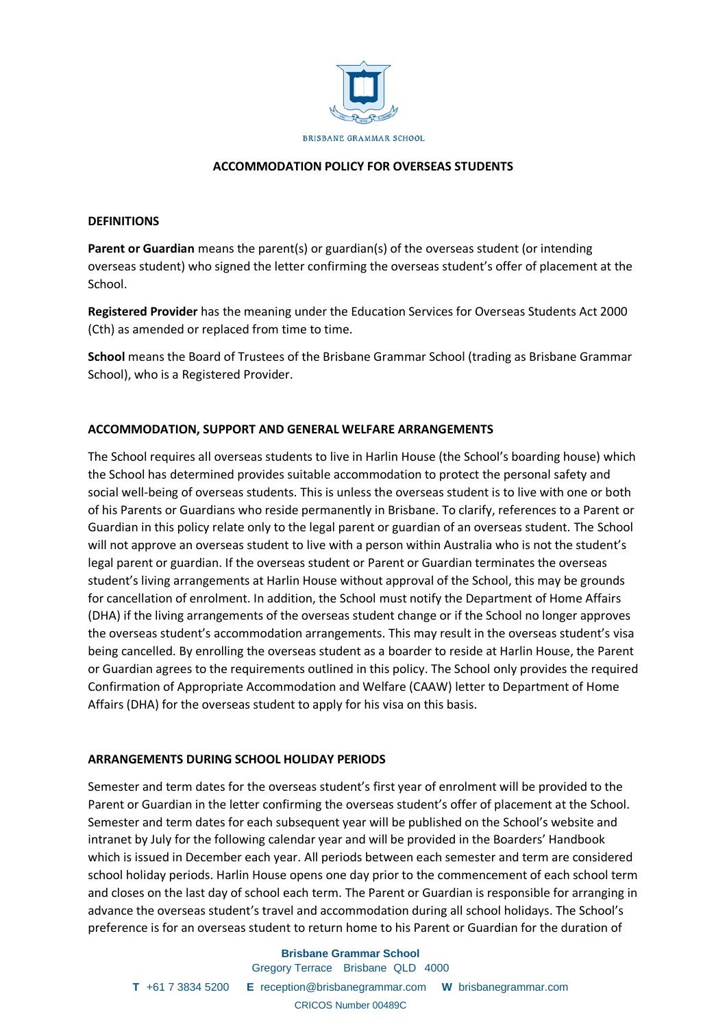BRISBANE GRAMMAR SCHOOL

# ACCOMMODATION POLICY FOR OVERSEAS STUDENTS

## DEFINITIONS

**Parent or Guardian** means the parent(s) or guardian(s) of the overseas student (or intending overseas student) who signed the letter confirming the overseas student's offer of placement at the School.

**Registered Provider** has the meaning under the Education Services for Overseas Students Act 2000 (Cth) as amended or replaced from time to time.

**School** means the Board of Trustees of the Brisbane Grammar School (trading as Brisbane Grammar School), who is a Registered Provider.

## ACCOMMODATION, SUPPORT AND GENERAL WELFARE ARRANGEMENTS

The School requires all overseas students to live in Harlin House (the School's boarding house) which the School has determined provides suitable accommodation to protect the personal safety and social well-being of overseas students. This is unless the overseas student is to live with one or both of his Parents or Guardians who reside permanently in Brisbane. To clarify, references to a Parent or Guardian in this policy relate only to the legal parent or guardian of an overseas student. The School will not approve an overseas student to live with a person within Australia who is not the student's legal parent or guardian. If the overseas student or Parent or Guardian terminates the overseas student's living arrangements at Harlin House without approval of the School, this may be grounds for cancellation of enrolment. In addition, the School must notify the Department of Home Affairs (DHA) if the living arrangements of the overseas student change or if the School no longer approves the overseas student's accommodation arrangements. This may result in the overseas student's visa being cancelled. By enrolling the overseas student as a boarder to reside at Harlin House, the Parent or Guardian agrees to the requirements outlined in this policy. The School only provides the required Confirmation of Appropriate Accommodation and Welfare (CAAW) letter to Department of Home Affairs (DHA) for the overseas student to apply for his visa on this basis.

## ARRANGEMENTS DURING SCHOOL HOLIDAY PERIODS

Semester and term dates for the overseas student's first year of enrolment will be provided to the Parent or Guardian in the letter confirming the overseas student's offer of placement at the School. Semester and term dates for each subsequent year will be published on the School's website and intranet by July for the following calendar year and will be provided in the Boarders' Handbook which is issued in December each year. All periods between each semester and term are considered school holiday periods. Harlin House opens one day prior to the commencement of each school term and closes on the last day of school each term. The Parent or Guardian is responsible for arranging in advance the overseas student's travel and accommodation during all school holidays. The School's preference is for an overseas student to return home to his Parent or Guardian for the duration of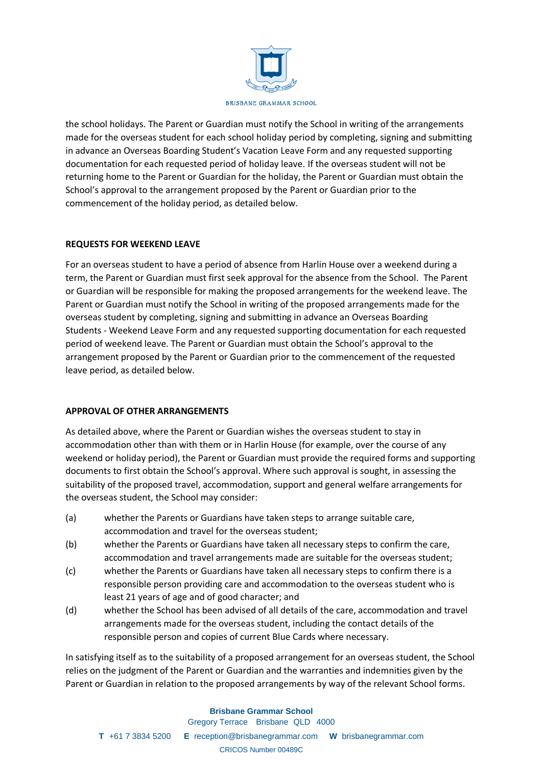the school holidays. The Parent or Guardian must notify the School in writing of the arrangements made for the overseas student for each school holiday period by completing, signing and submitting in advance an Overseas Boarding Student's Vacation Leave Form and any requested supporting documentation for each requested period of holiday leave. If the overseas student will not be returning home to the Parent or Guardian for the holiday, the Parent or Guardian must obtain the School's approval to the arrangement proposed by the Parent or Guardian prior to the commencement of the holiday period, as detailed below.

**REQUESTS FOR WEEKEND LEAVE**

For an overseas student to have a period of absence from Harlin House over a weekend during a term, the Parent or Guardian must first seek approval for the absence from the School. The Parent or Guardian will be responsible for making the proposed arrangements for the weekend leave. The Parent or Guardian must notify the School in writing of the proposed arrangements made for the overseas student by completing, signing and submitting in advance an Overseas Boarding Students - Weekend Leave Form and any requested supporting documentation for each requested period of weekend leave. The Parent or Guardian must obtain the School's approval to the arrangement proposed by the Parent or Guardian prior to the commencement of the requested leave period, as detailed below.

**APPROVAL OF OTHER ARRANGEMENTS**

As detailed above, where the Parent or Guardian wishes the overseas student to stay in accommodation other than with them or in Harlin House (for example, over the course of any weekend or holiday period), the Parent or Guardian must provide the required forms and supporting documents to first obtain the School's approval. Where such approval is sought, in assessing the suitability of the proposed travel, accommodation, support and general welfare arrangements for the overseas student, the School may consider:

(a) whether the Parents or Guardians have taken steps to arrange suitable care, accommodation and travel for the overseas student;

(b) whether the Parents or Guardians have taken all necessary steps to confirm the care, accommodation and travel arrangements made are suitable for the overseas student;

(c) whether the Parents or Guardians have taken all necessary steps to confirm there is a responsible person providing care and accommodation to the overseas student who is least 21 years of age and of good character; and

(d) whether the School has been advised of all details of the care, accommodation and travel arrangements made for the overseas student, including the contact details of the responsible person and copies of current Blue Cards where necessary.

In satisfying itself as to the suitability of a proposed arrangement for an overseas student, the School relies on the judgment of the Parent or Guardian and the warranties and indemnities given by the Parent or Guardian in relation to the proposed arrangements by way of the relevant School forms.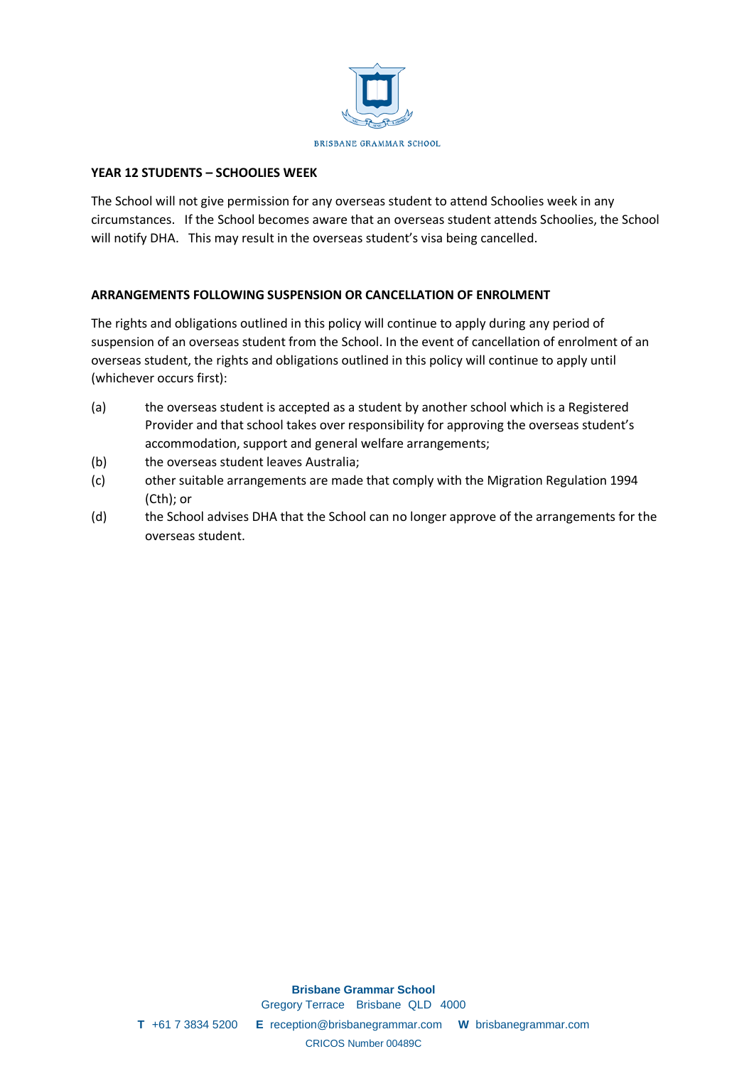### YEAR 12 STUDENTS – SCHOOLIES WEEK

The School will not give permission for any overseas student to attend Schoolies week in any circumstances. If the School becomes aware that an overseas student attends Schoolies, the School will notify DHA. This may result in the overseas student's visa being cancelled.

### ARRANGEMENTS FOLLOWING SUSPENSION OR CANCELLATION OF ENROLMENT

The rights and obligations outlined in this policy will continue to apply during any period of suspension of an overseas student from the School. In the event of cancellation of enrolment of an overseas student, the rights and obligations outlined in this policy will continue to apply until (whichever occurs first):

(a) the overseas student is accepted as a student by another school which is a Registered Provider and that school takes over responsibility for approving the overseas student's accommodation, support and general welfare arrangements;

(b) the overseas student leaves Australia;

(c) other suitable arrangements are made that comply with the Migration Regulation 1994 (Cth); or

(d) the School advises DHA that the School can no longer approve of the arrangements for the overseas student.